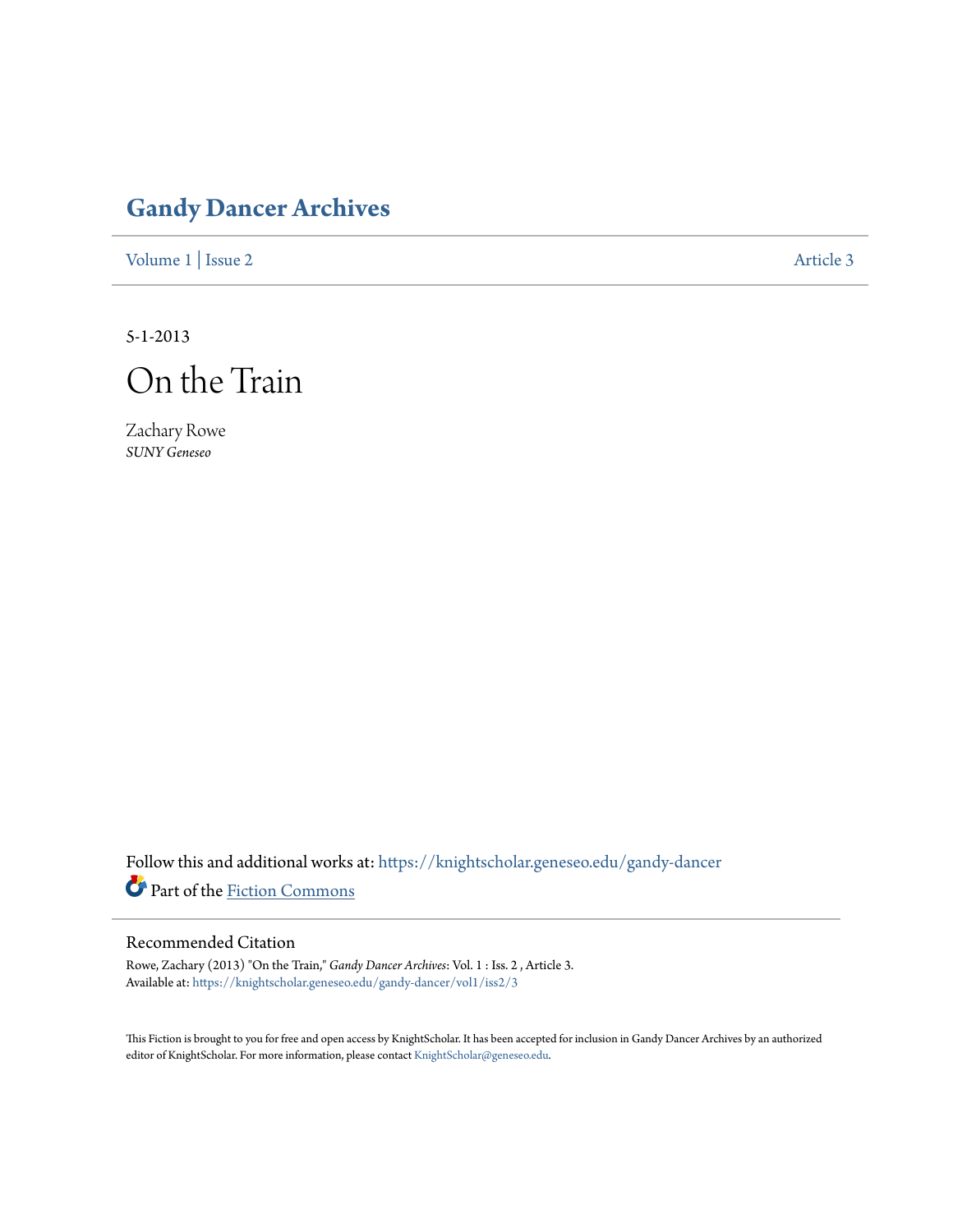## Gandy Dancer Archives

Volume 1 | Issue 2 Article 3

5-1-2013

# On the Train

Zachary Rowe
*SUNY Geneseo*

Follow this and additional works at: https://knightscholar.geneseo.edu/gandy-dancer

Part of the Fiction Commons

### Recommended Citation

Rowe, Zachary (2013) "On the Train," *Gandy Dancer Archives*: Vol. 1 : Iss. 2 , Article 3.
Available at: https://knightscholar.geneseo.edu/gandy-dancer/vol1/iss2/3

This Fiction is brought to you for free and open access by KnightScholar. It has been accepted for inclusion in Gandy Dancer Archives by an authorized editor of KnightScholar. For more information, please contact KnightScholar@geneseo.edu.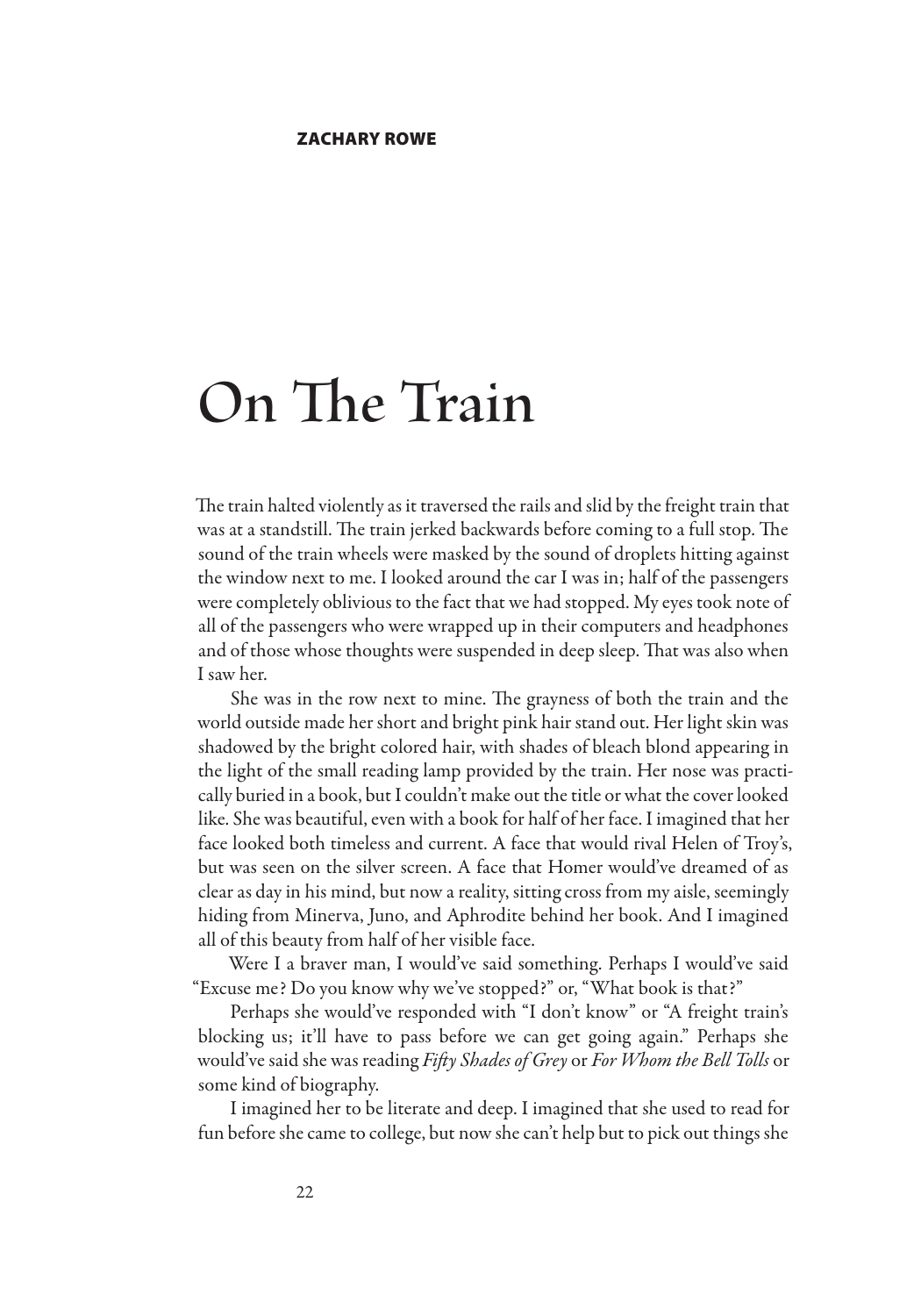**ZACHARY ROWE**

# On The Train

The train halted violently as it traversed the rails and slid by the freight train that was at a standstill. The train jerked backwards before coming to a full stop. The sound of the train wheels were masked by the sound of droplets hitting against the window next to me. I looked around the car I was in; half of the passengers were completely oblivious to the fact that we had stopped. My eyes took note of all of the passengers who were wrapped up in their computers and headphones and of those whose thoughts were suspended in deep sleep. That was also when I saw her.

She was in the row next to mine. The grayness of both the train and the world outside made her short and bright pink hair stand out. Her light skin was shadowed by the bright colored hair, with shades of bleach blond appearing in the light of the small reading lamp provided by the train. Her nose was practically buried in a book, but I couldn't make out the title or what the cover looked like. She was beautiful, even with a book for half of her face. I imagined that her face looked both timeless and current. A face that would rival Helen of Troy's, but was seen on the silver screen. A face that Homer would've dreamed of as clear as day in his mind, but now a reality, sitting cross from my aisle, seemingly hiding from Minerva, Juno, and Aphrodite behind her book. And I imagined all of this beauty from half of her visible face.

Were I a braver man, I would've said something. Perhaps I would've said "Excuse me? Do you know why we've stopped?" or, "What book is that?"

Perhaps she would've responded with "I don't know" or "A freight train's blocking us; it'll have to pass before we can get going again." Perhaps she would've said she was reading *Fifty Shades of Grey* or *For Whom the Bell Tolls* or some kind of biography.

I imagined her to be literate and deep. I imagined that she used to read for fun before she came to college, but now she can't help but to pick out things she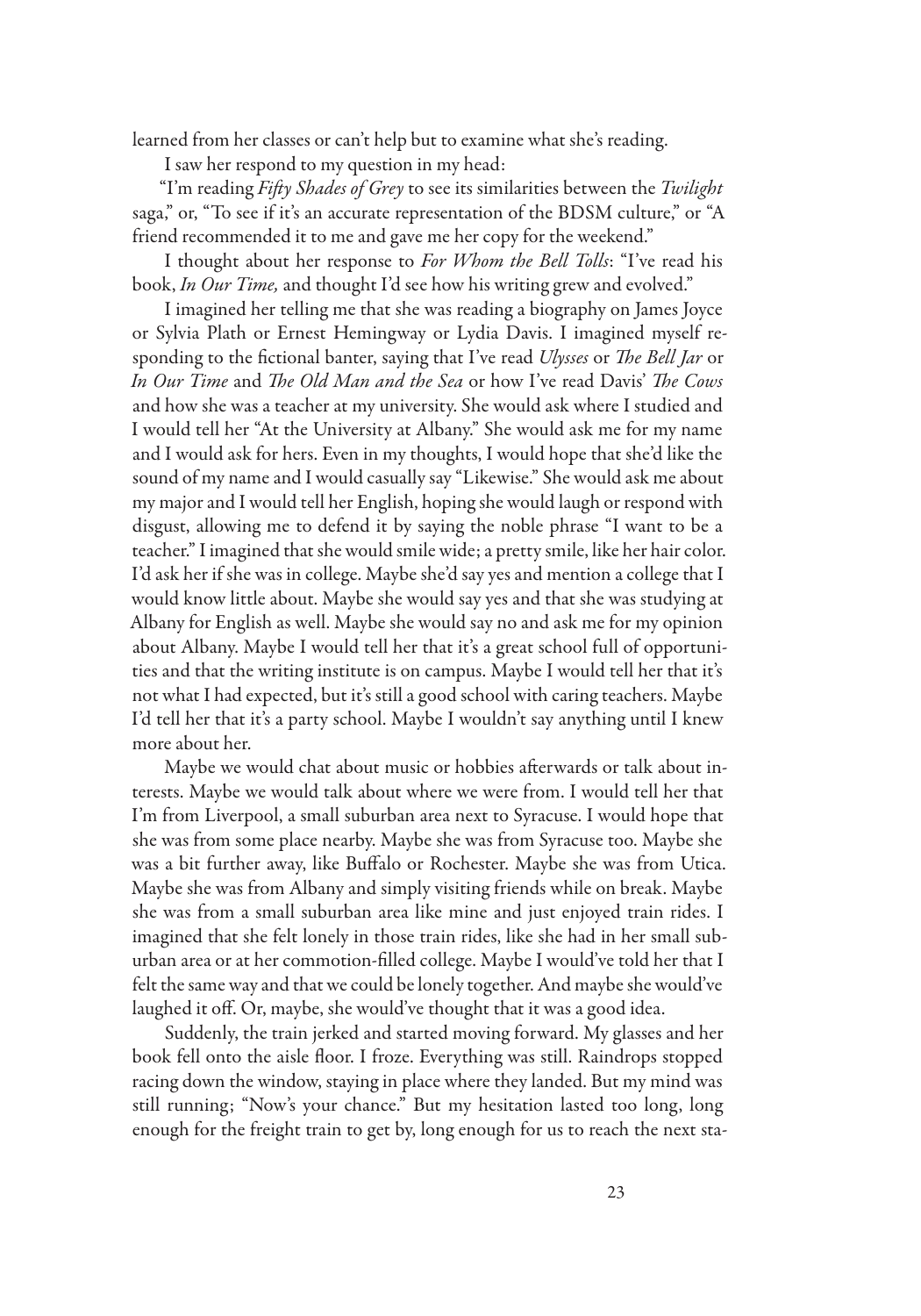learned from her classes or can't help but to examine what she's reading.

I saw her respond to my question in my head:

"I'm reading *Fifty Shades of Grey* to see its similarities between the *Twilight* saga," or, "To see if it's an accurate representation of the BDSM culture," or "A friend recommended it to me and gave me her copy for the weekend."

I thought about her response to *For Whom the Bell Tolls*: "I've read his book, *In Our Time,* and thought I'd see how his writing grew and evolved."

I imagined her telling me that she was reading a biography on James Joyce or Sylvia Plath or Ernest Hemingway or Lydia Davis. I imagined myself responding to the fictional banter, saying that I've read *Ulysses* or *The Bell Jar* or *In Our Time* and *The Old Man and the Sea* or how I've read Davis' *The Cows* and how she was a teacher at my university. She would ask where I studied and I would tell her "At the University at Albany." She would ask me for my name and I would ask for hers. Even in my thoughts, I would hope that she'd like the sound of my name and I would casually say "Likewise." She would ask me about my major and I would tell her English, hoping she would laugh or respond with disgust, allowing me to defend it by saying the noble phrase "I want to be a teacher." I imagined that she would smile wide; a pretty smile, like her hair color. I'd ask her if she was in college. Maybe she'd say yes and mention a college that I would know little about. Maybe she would say yes and that she was studying at Albany for English as well. Maybe she would say no and ask me for my opinion about Albany. Maybe I would tell her that it's a great school full of opportunities and that the writing institute is on campus. Maybe I would tell her that it's not what I had expected, but it's still a good school with caring teachers. Maybe I'd tell her that it's a party school. Maybe I wouldn't say anything until I knew more about her.

Maybe we would chat about music or hobbies afterwards or talk about interests. Maybe we would talk about where we were from. I would tell her that I'm from Liverpool, a small suburban area next to Syracuse. I would hope that she was from some place nearby. Maybe she was from Syracuse too. Maybe she was a bit further away, like Buffalo or Rochester. Maybe she was from Utica. Maybe she was from Albany and simply visiting friends while on break. Maybe she was from a small suburban area like mine and just enjoyed train rides. I imagined that she felt lonely in those train rides, like she had in her small suburban area or at her commotion-filled college. Maybe I would've told her that I felt the same way and that we could be lonely together. And maybe she would've laughed it off. Or, maybe, she would've thought that it was a good idea.

Suddenly, the train jerked and started moving forward. My glasses and her book fell onto the aisle floor. I froze. Everything was still. Raindrops stopped racing down the window, staying in place where they landed. But my mind was still running; "Now's your chance." But my hesitation lasted too long, long enough for the freight train to get by, long enough for us to reach the next sta-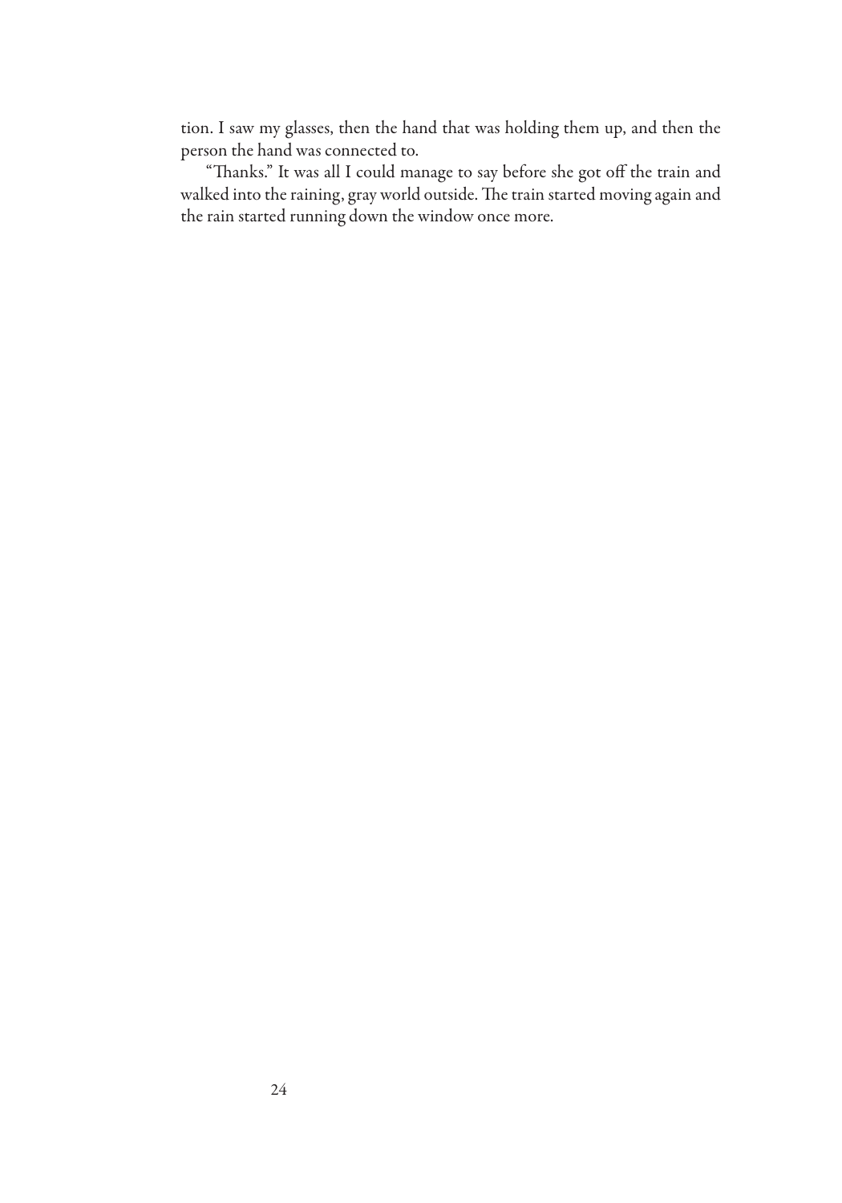tion. I saw my glasses, then the hand that was holding them up, and then the person the hand was connected to.

"Thanks." It was all I could manage to say before she got off the train and walked into the raining, gray world outside. The train started moving again and the rain started running down the window once more.